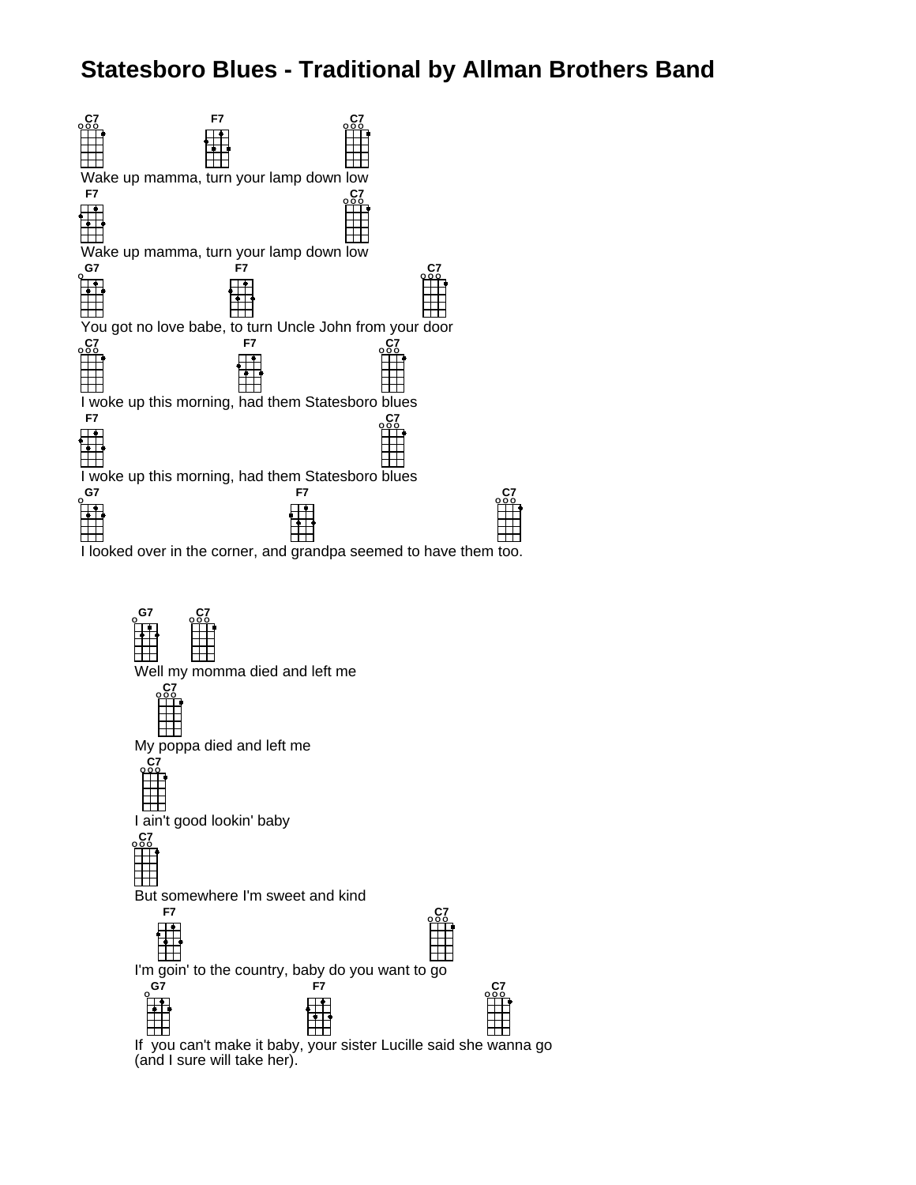# Statesboro Blues - Traditional by Allman Brothers Band

C7 F7 C7
Wake up mamma, turn your lamp down low

F7 C7
Wake up mamma, turn your lamp down low

G7 F7 C7
You got no love babe, to turn Uncle John from your door

C7 F7 C7
I woke up this morning, had them Statesboro blues

F7 C7
I woke up this morning, had them Statesboro blues

G7 F7 C7
I looked over in the corner, and grandpa seemed to have them too.

G7 C7
Well my momma died and left me

C7
My poppa died and left me

C7
I ain't good lookin' baby

C7
But somewhere I'm sweet and kind

F7 C7
I'm goin' to the country, baby do you want to go

G7 F7 C7
If you can't make it baby, your sister Lucille said she wanna go
(and I sure will take her).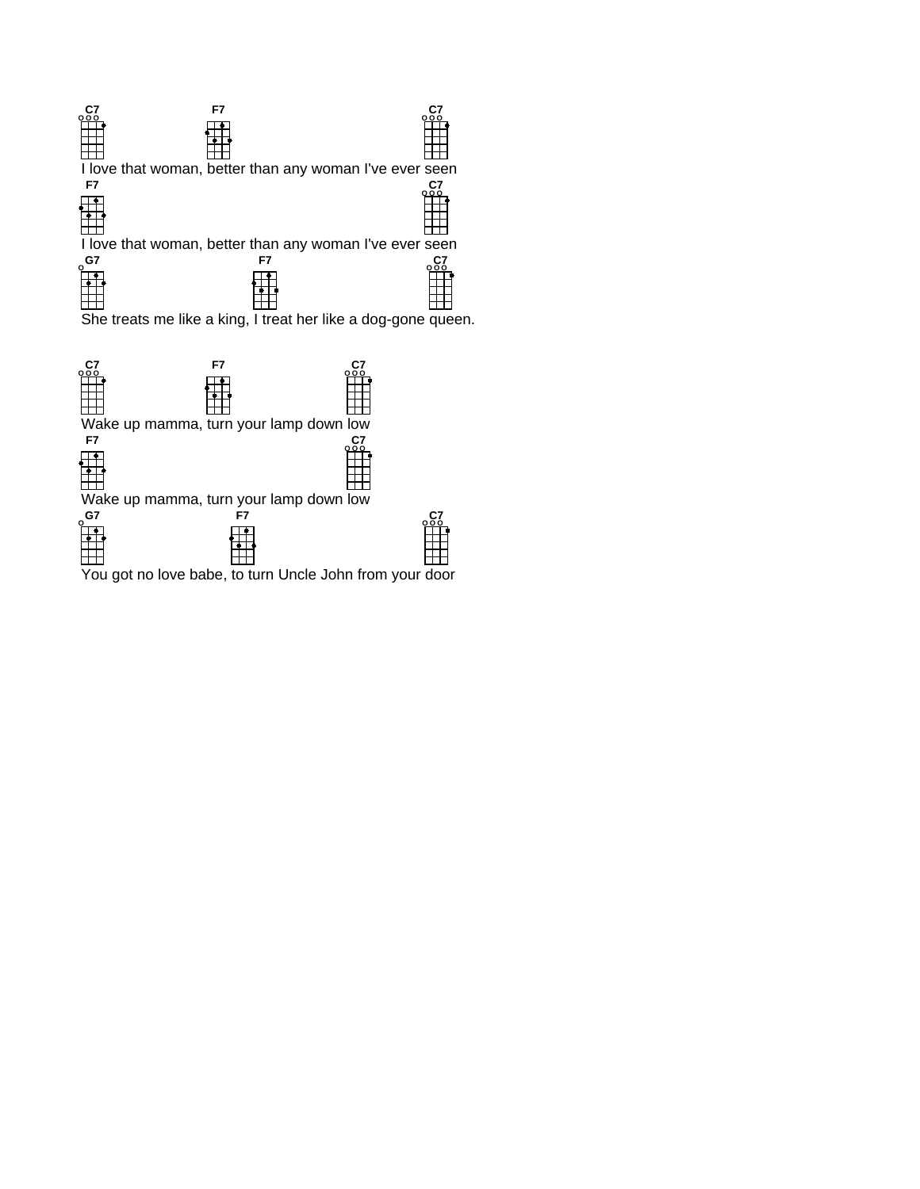C7 F7 C7
I love that woman, better than any woman I've ever seen

F7 C7
I love that woman, better than any woman I've ever seen

G7 F7 C7
She treats me like a king, I treat her like a dog-gone queen.

C7 F7 C7
Wake up mamma, turn your lamp down low

F7 C7
Wake up mamma, turn your lamp down low

G7 F7 C7
You got no love babe, to turn Uncle John from your door